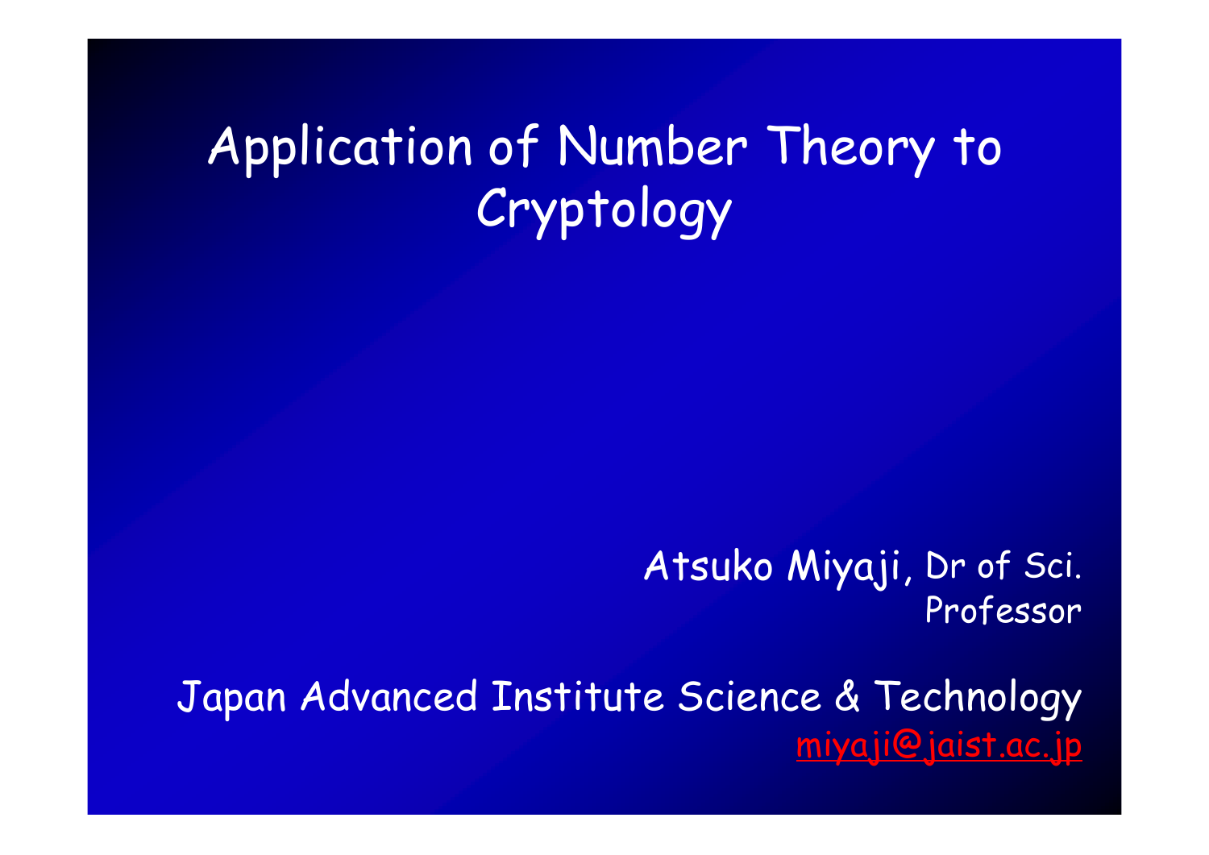# Application of Number Theory to Cryptology

Atsuko Miyaji, Dr of Sci.
Professor

Japan Advanced Institute Science & Technology
miyaji@jaist.ac.jp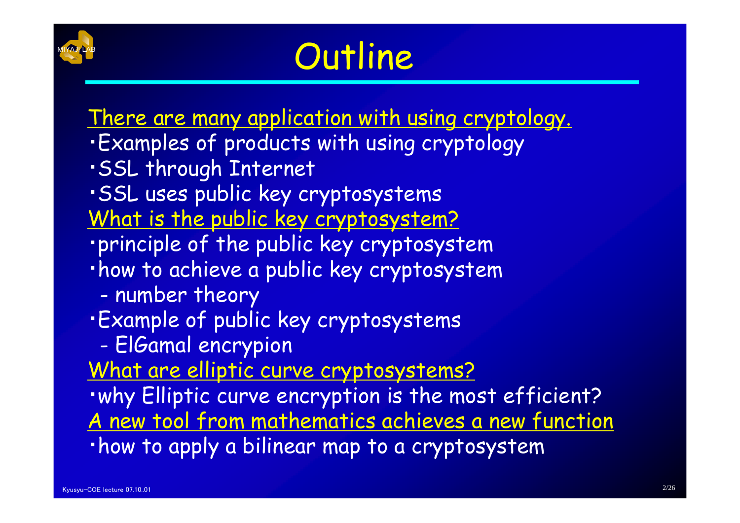# Outline

<u>There are many application with using cryptology.</u>

- Examples of products with using cryptology
- SSL through Internet
- SSL uses public key cryptosystems

<u>What is the public key cryptosystem?</u>

- principle of the public key cryptosystem
- how to achieve a public key cryptosystem
  - number theory
- Example of public key cryptosystems
  - ElGamal encrypion

<u>What are elliptic curve cryptosystems?</u>

- why Elliptic curve encryption is the most efficient?

<u>A new tool from mathematics achieves a new function</u>

- how to apply a bilinear map to a cryptosystem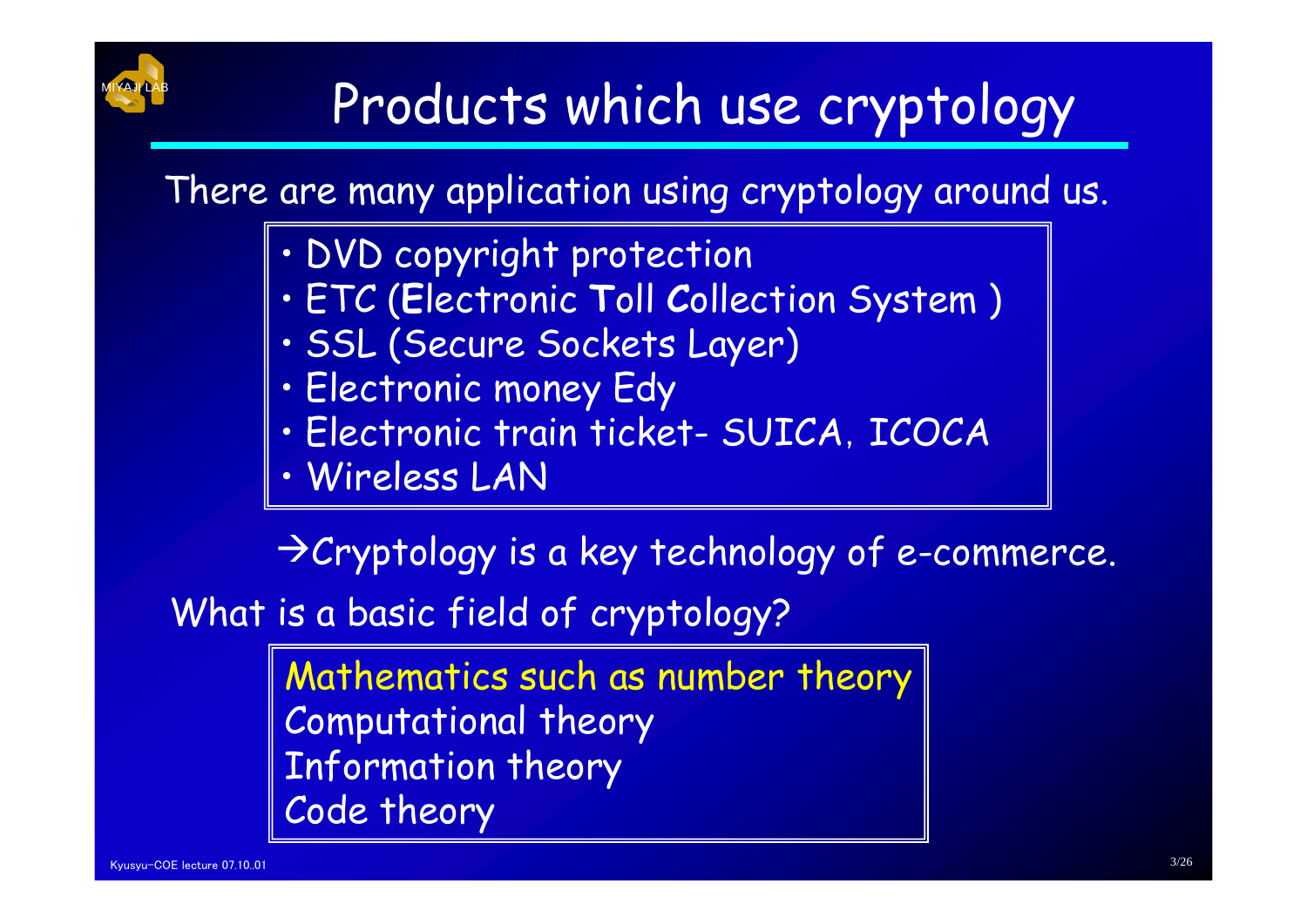# Products which use cryptology

There are many application using cryptology around us.

- DVD copyright protection
- ETC (**E**lectronic **T**oll **C**ollection System )
- SSL (Secure Sockets Layer)
- Electronic money Edy
- Electronic train ticket- SUICA, ICOCA
- Wireless LAN

→Cryptology is a key technology of e-commerce.

What is a basic field of cryptology?

Mathematics such as number theory
Computational theory
Information theory
Code theory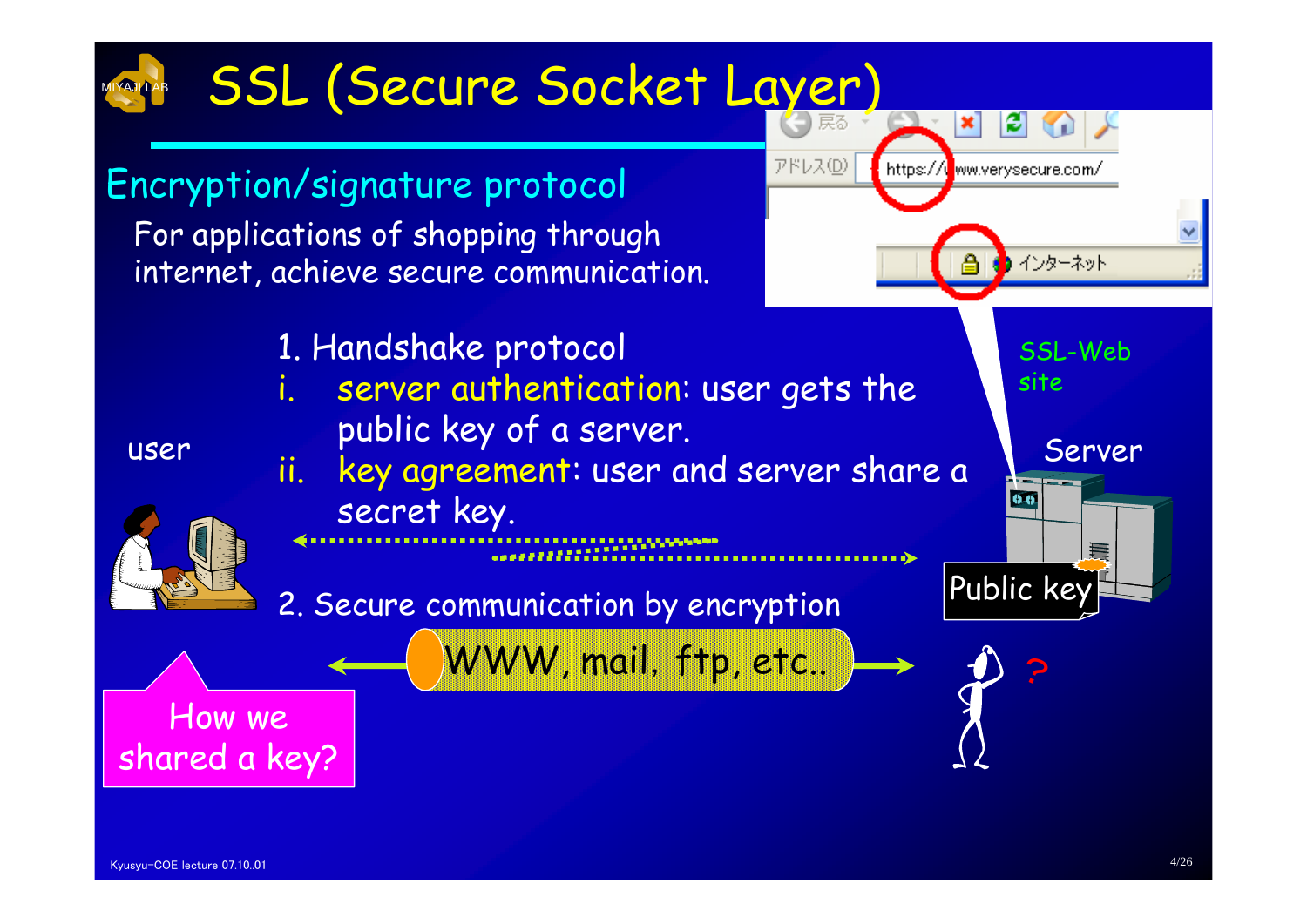# SSL (Secure Socket Layer)

## Encryption/signature protocol

For applications of shopping through internet, achieve secure communication.

1. Handshake protocol
   i. server authentication: user gets the public key of a server.
   ii. key agreement: user and server share a secret key.
2. Secure communication by encryption

WWW, mail, ftp, etc..

user

Server

SSL-Web site

Public key

How we shared a key?

https://www.verysecure.com/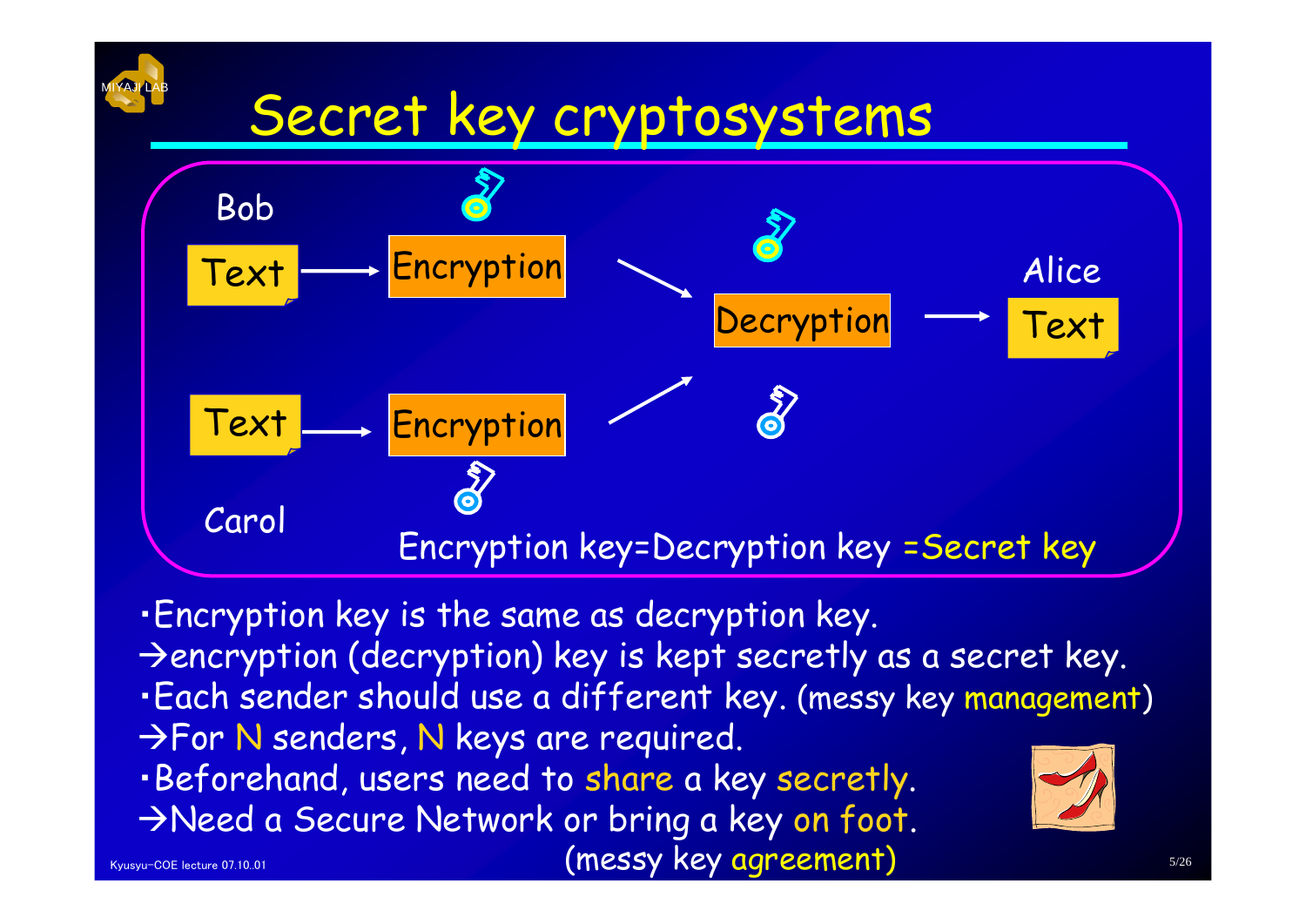# Secret key cryptosystems

Bob

Text → Encryption → Decryption → Text

Alice

Text → Encryption

Carol

Encryption key=Decryption key =Secret key

- Encryption key is the same as decryption key.

→encryption (decryption) key is kept secretly as a secret key.

- Each sender should use a different key. (messy key management)

→For N senders, N keys are required.

- Beforehand, users need to share a key secretly.

→Need a Secure Network or bring a key on foot.

(messy key agreement)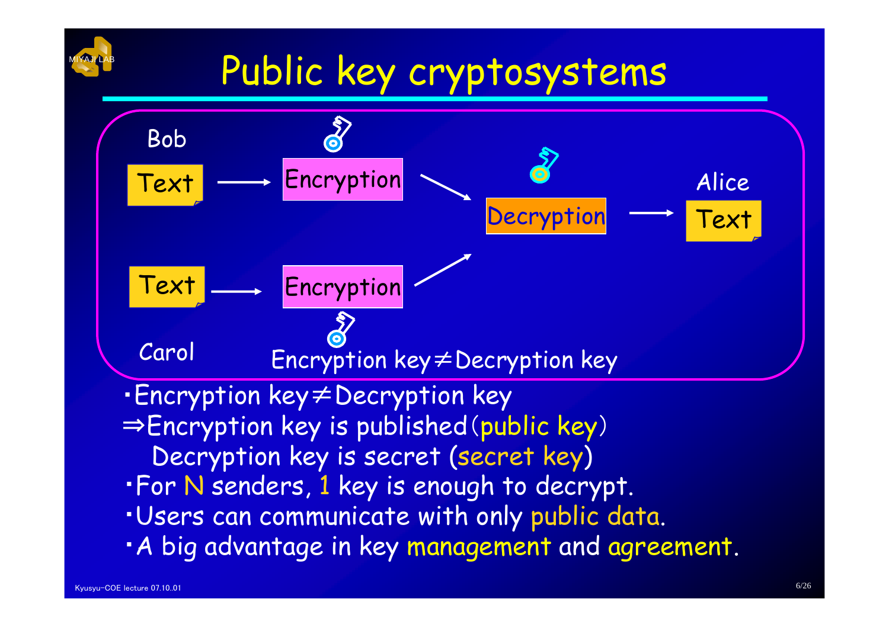# Public key cryptosystems

Bob

Text → Encryption → Decryption → Text

Alice

Text → Encryption ↗

Carol

Encryption key ≠ Decryption key

- Encryption key ≠ Decryption key

⇒Encryption key is published (public key)

  Decryption key is secret (secret key)

- For N senders, 1 key is enough to decrypt.
- Users can communicate with only public data.
- A big advantage in key management and agreement.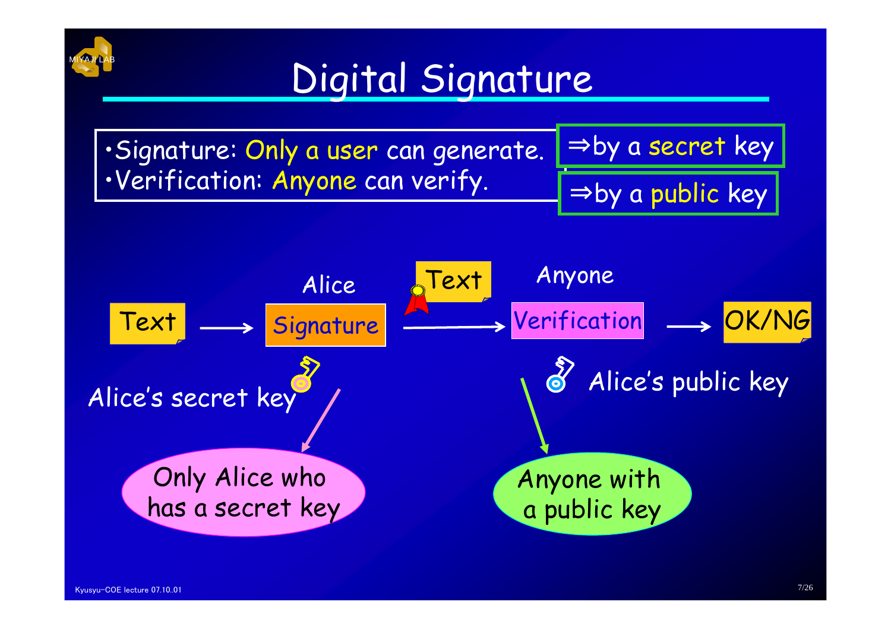# Digital Signature

- Signature: Only a user can generate. ⇒by a secret key
- Verification: Anyone can verify. ⇒by a public key

Text → Alice: Signature → Text → Anyone: Verification → OK/NG

Alice's secret key

Alice's public key

Only Alice who has a secret key

Anyone with a public key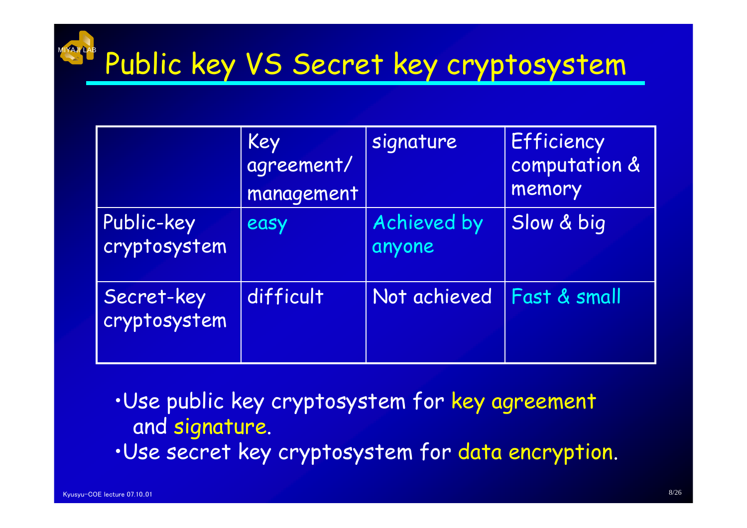# Public key VS Secret key cryptosystem

| | Key agreement/ management | signature | Efficiency computation & memory |
|---|---|---|---|
| Public-key cryptosystem | easy | Achieved by anyone | Slow & big |
| Secret-key cryptosystem | difficult | Not achieved | Fast & small |

- Use public key cryptosystem for key agreement and signature.
- Use secret key cryptosystem for data encryption.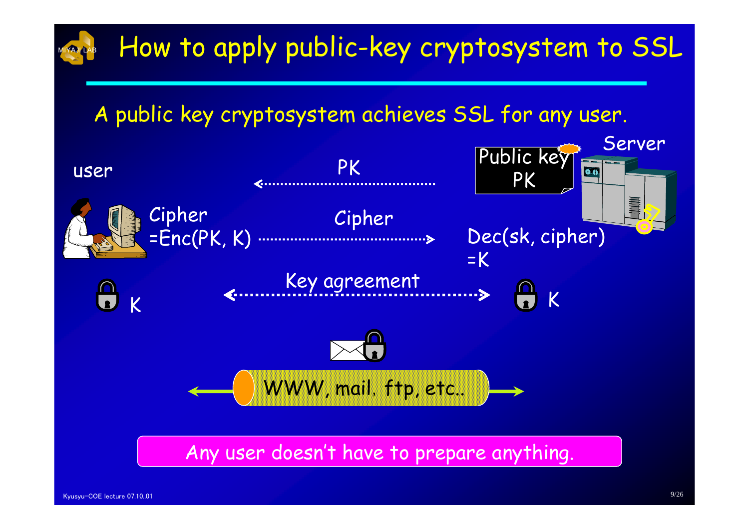# How to apply public-key cryptosystem to SSL

A public key cryptosystem achieves SSL for any user.

user

Server

Public key PK

PK

Cipher =Enc(PK, K)

Cipher

Dec(sk, cipher) =K

K

Key agreement

K

WWW, mail, ftp, etc..

Any user doesn't have to prepare anything.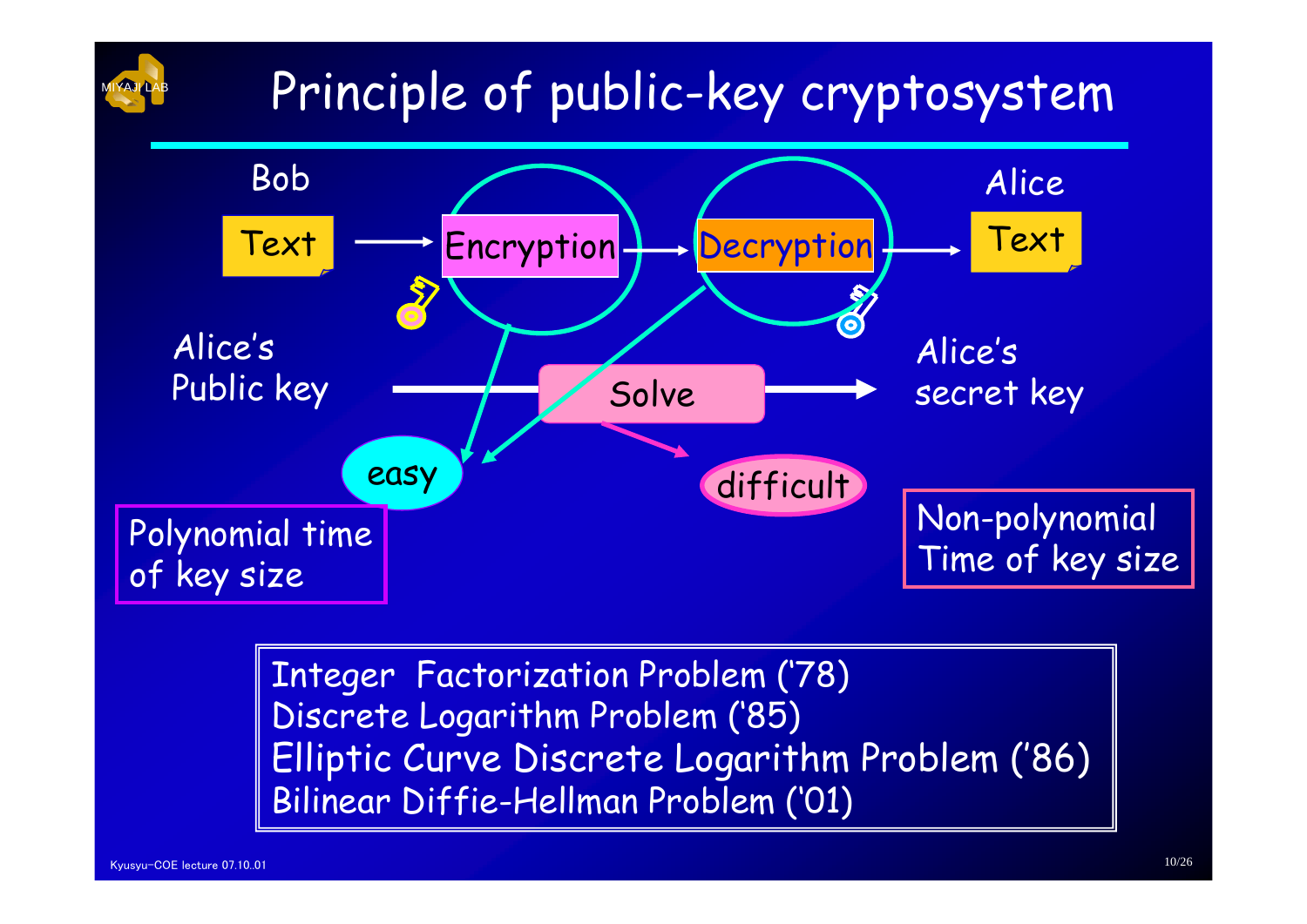# Principle of public-key cryptosystem

Bob

Text → Encryption → Decryption → Text

Alice

Alice's Public key → Solve → Alice's secret key

easy

difficult

Polynomial time of key size

Non-polynomial Time of key size

Integer Factorization Problem ('78)
Discrete Logarithm Problem ('85)
Elliptic Curve Discrete Logarithm Problem ('86)
Bilinear Diffie-Hellman Problem ('01)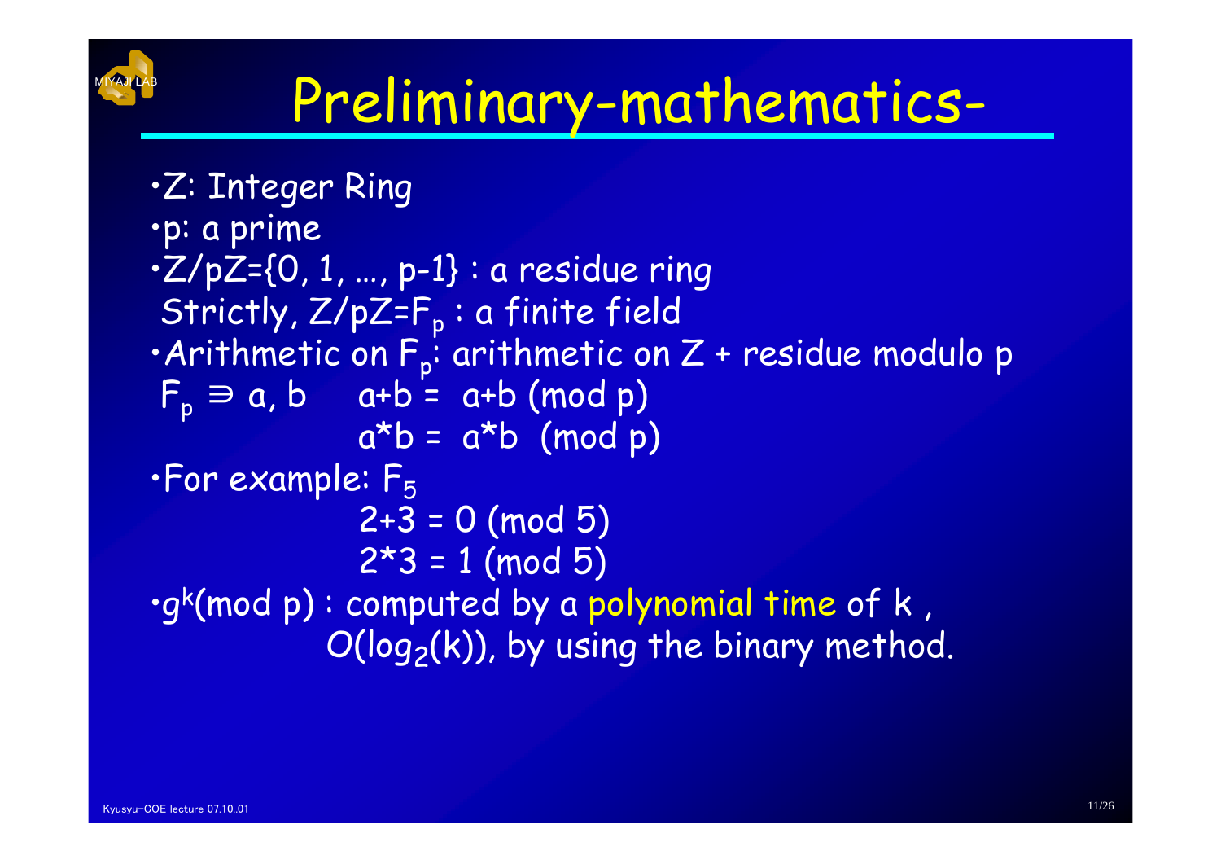# Preliminary-mathematics-

- Z: Integer Ring
- p: a prime
- Z/pZ={0, 1, …, p-1} : a residue ring
  Strictly, Z/pZ=$F_p$ : a finite field
- Arithmetic on $F_p$: arithmetic on Z + residue modulo p
  $F_p \ni a, b \quad a+b = a+b \pmod p$
  $a*b = a*b \pmod p$
- For example: $F_5$
  $2+3 = 0 \pmod 5$
  $2*3 = 1 \pmod 5$
- $g^k \pmod p$ : computed by a polynomial time of k ,
  $O(\log_2(k))$, by using the binary method.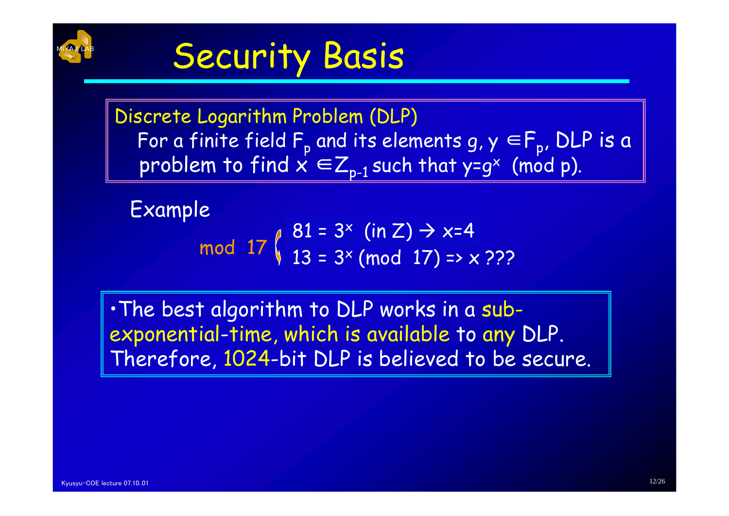# Security Basis

Discrete Logarithm Problem (DLP)

For a finite field $F_p$ and its elements $g, y \in F_p$, DLP is a problem to find $x \in Z_{p-1}$ such that $y=g^x \pmod{p}$.

Example

mod 17

- $81 = 3^x$ (in Z) → x=4
- $13 = 3^x \pmod{17}$ => x ???

・The best algorithm to DLP works in a sub-exponential-time, which is available to any DLP. Therefore, 1024-bit DLP is believed to be secure.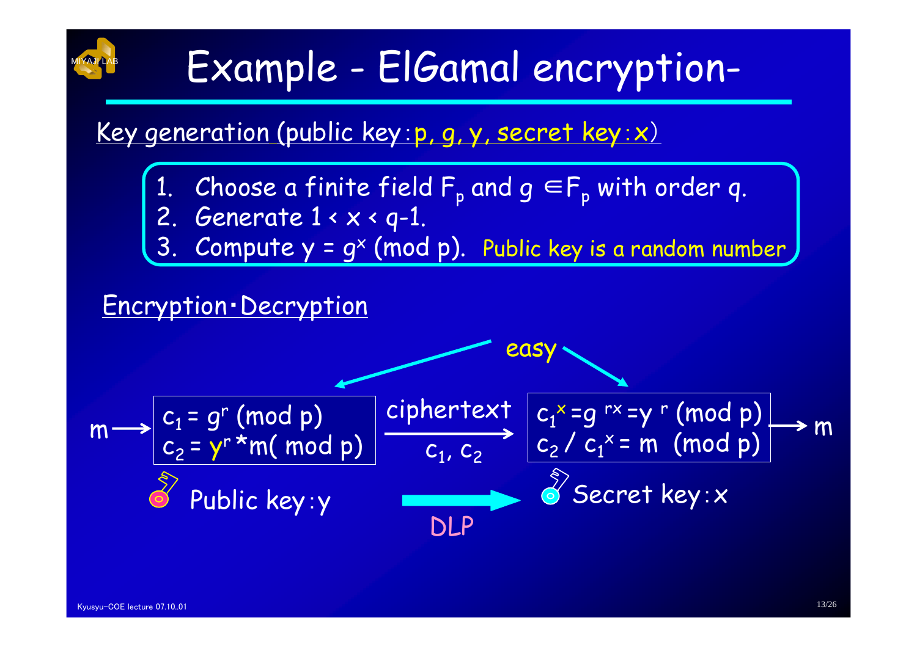# Example - ElGamal encryption-

Key generation (public key: p, g, y, secret key: x)

1. Choose a finite field $F_p$ and $g \in F_p$ with order q.
2. Generate $1 < x < q-1$.
3. Compute $y = g^x \pmod p$. Public key is a random number

Encryption・Decryption

easy

$m \longrightarrow$

$c_1 = g^r \pmod p$
$c_2 = y^r * m \pmod p$

Public key: y

ciphertext $\longrightarrow$ $c_1, c_2$

DLP

$c_1^x = g^{rx} = y^r \pmod p$
$c_2 / c_1^x = m \pmod p$

$\longrightarrow m$

Secret key: x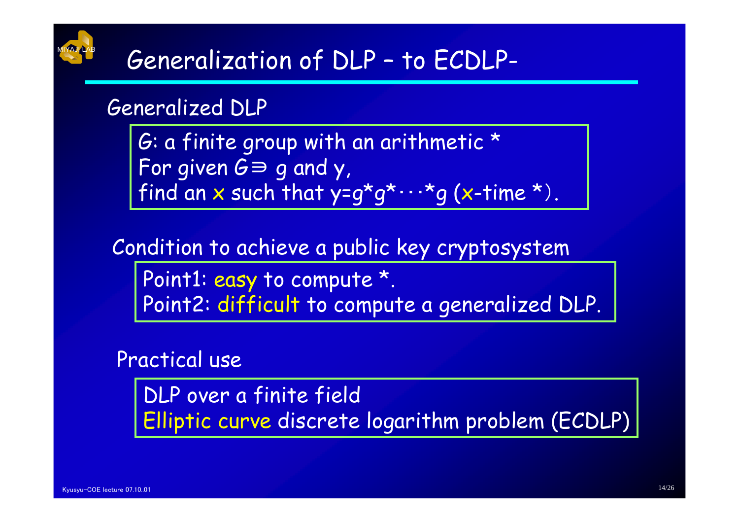# Generalization of DLP – to ECDLP-

## Generalized DLP

$G$: a finite group with an arithmetic *
For given $G \ni g$ and $y$,
find an $x$ such that $y = g * g * \cdots * g$ ($x$-time *).

## Condition to achieve a public key cryptosystem

Point1: easy to compute *.
Point2: difficult to compute a generalized DLP.

## Practical use

DLP over a finite field
Elliptic curve discrete logarithm problem (ECDLP)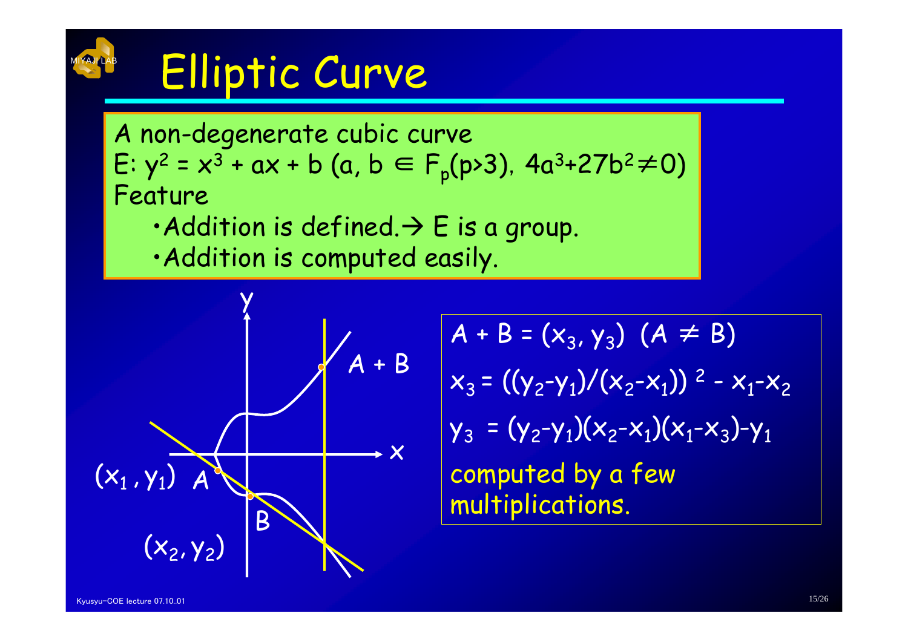# Elliptic Curve

A non-degenerate cubic curve

E: $y^2 = x^3 + ax + b$ ($a, b \in F_p(p>3)$, $4a^3+27b^2 \neq 0$)

Feature

- Addition is defined. → E is a group.
- Addition is computed easily.

y

A + B

x

$(x_1, y_1)$ A

B

$(x_2, y_2)$

$A + B = (x_3, y_3)$ $(A \neq B)$

$x_3 = ((y_2-y_1)/(x_2-x_1))^2 - x_1-x_2$

$y_3 = (y_2-y_1)(x_2-x_1)(x_1-x_3)-y_1$

computed by a few multiplications.

Kyusyu-COE lecture 07.10.01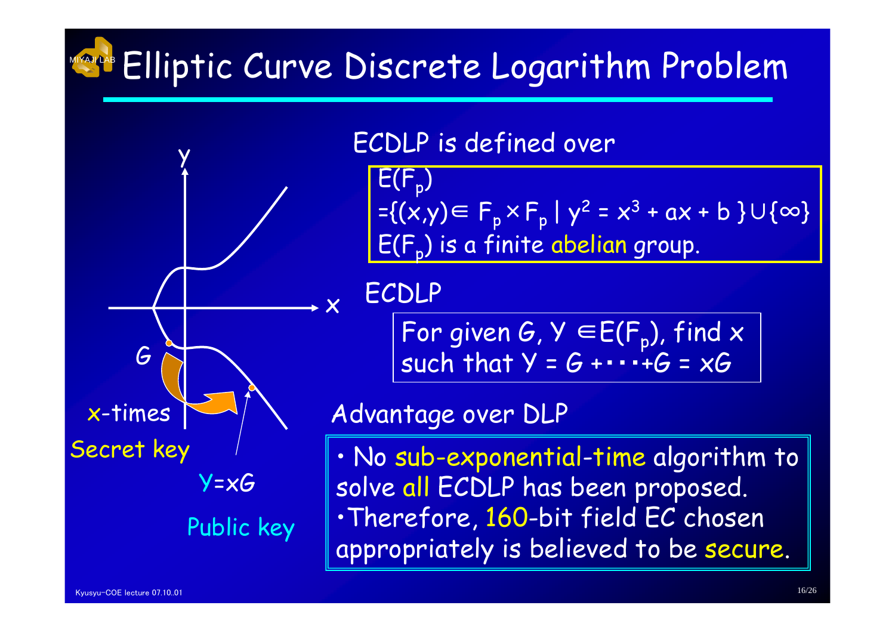# Elliptic Curve Discrete Logarithm Problem

ECDLP is defined over

$E(F_p)$
$=\{(x,y)\in F_p\times F_p \mid y^2 = x^3 + ax + b\}\cup\{\infty\}$
$E(F_p)$ is a finite abelian group.

ECDLP

For given $G, Y \in E(F_p)$, find $x$ such that $Y = G + \cdots + G = xG$

y

x

G

x-times

Secret key

$Y=xG$

Public key

Advantage over DLP

- No sub-exponential-time algorithm to solve all ECDLP has been proposed.
- Therefore, 160-bit field EC chosen appropriately is believed to be secure.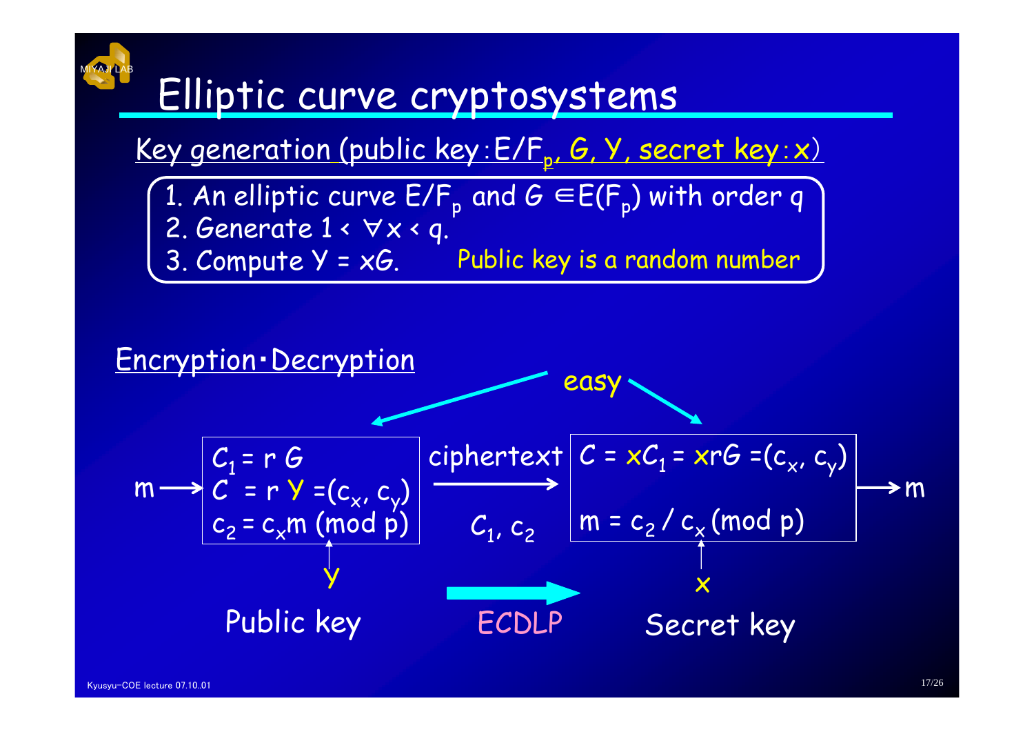# Elliptic curve cryptosystems

Key generation (public key: $E/F_p$, $G$, $Y$, secret key: $x$)

1. An elliptic curve $E/F_p$ and $G \in E(F_p)$ with order $q$
2. Generate $1 < \forall x < q$.
3. Compute $Y = xG$.

Public key is a random number

Encryption・Decryption

easy

$m \rightarrow$

$C_1 = rG$

$C = rY = (c_x, c_y)$

$c_2 = c_x m \pmod p$

↑ $Y$

Public key

ciphertext $\rightarrow$

$C_1, c_2$

ECDLP

$C = xC_1 = xrG = (c_x, c_y)$

$m = c_2 / c_x \pmod p$

↑ $x$

Secret key

$\rightarrow m$

Kyusyu-COE lecture 07.10.01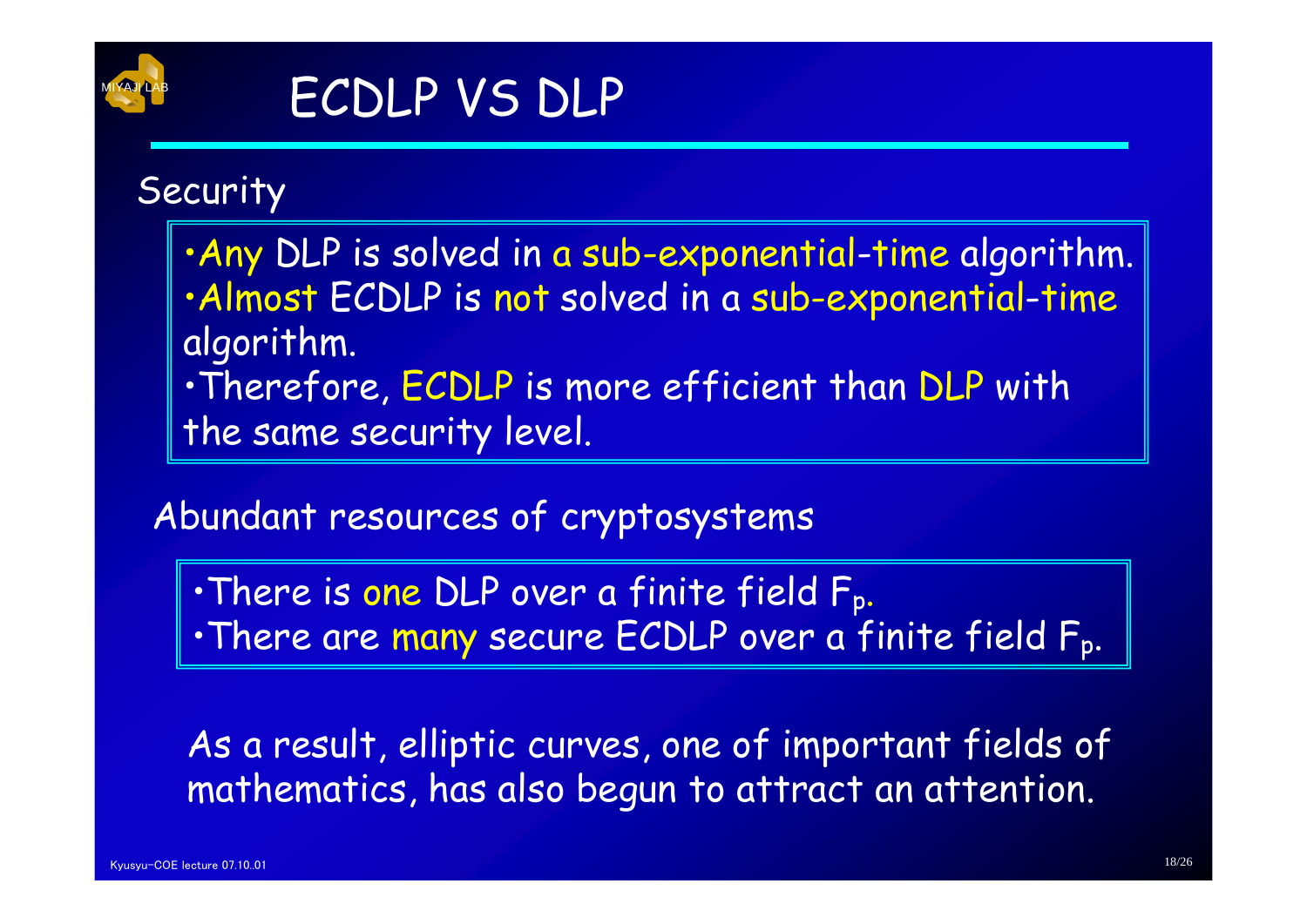# ECDLP VS DLP

## Security

- Any DLP is solved in a sub-exponential-time algorithm.
- Almost ECDLP is not solved in a sub-exponential-time algorithm.
- Therefore, ECDLP is more efficient than DLP with the same security level.

## Abundant resources of cryptosystems

- There is one DLP over a finite field $F_p$.
- There are many secure ECDLP over a finite field $F_p$.

As a result, elliptic curves, one of important fields of mathematics, has also begun to attract an attention.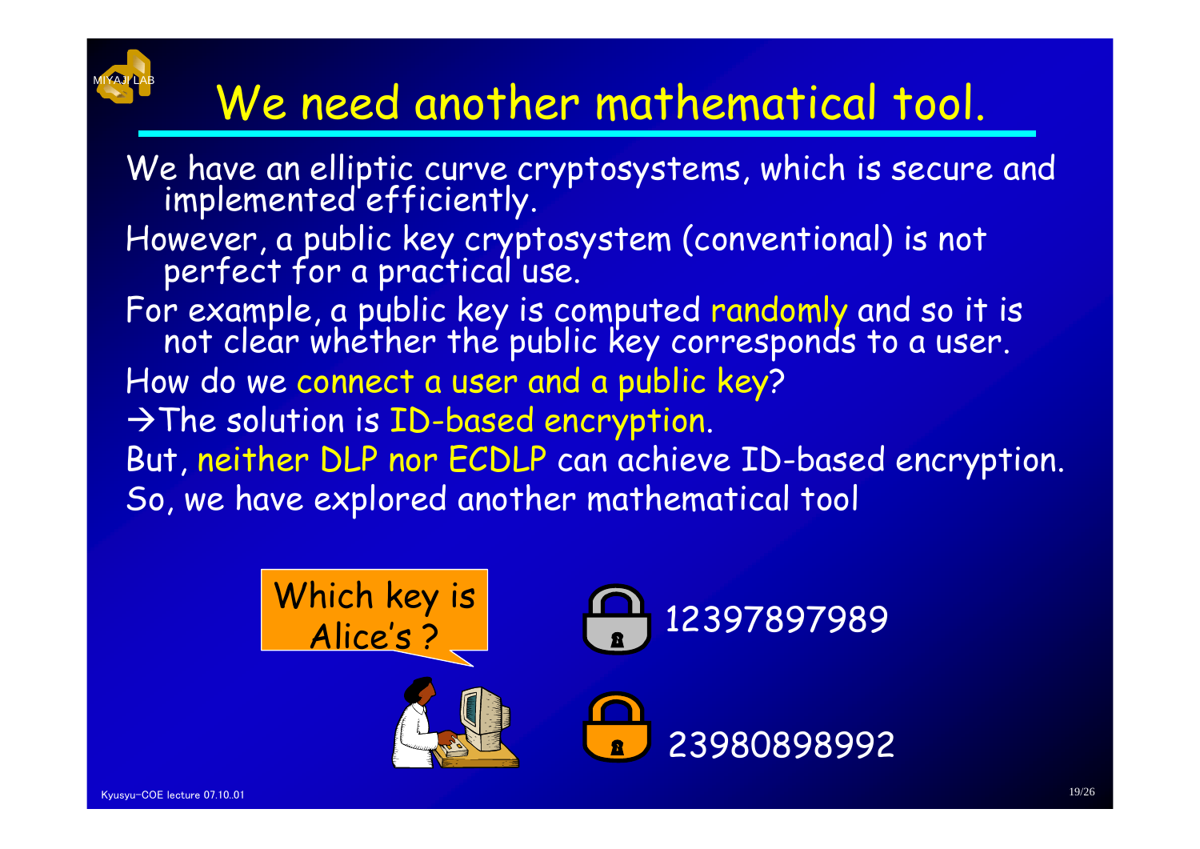# We need another mathematical tool.

We have an elliptic curve cryptosystems, which is secure and implemented efficiently.

However, a public key cryptosystem (conventional) is not perfect for a practical use.

For example, a public key is computed randomly and so it is not clear whether the public key corresponds to a user.

How do we connect a user and a public key?

→The solution is ID-based encryption.

But, neither DLP nor ECDLP can achieve ID-based encryption.

So, we have explored another mathematical tool

Which key is Alice's ?

12397897989

23980898992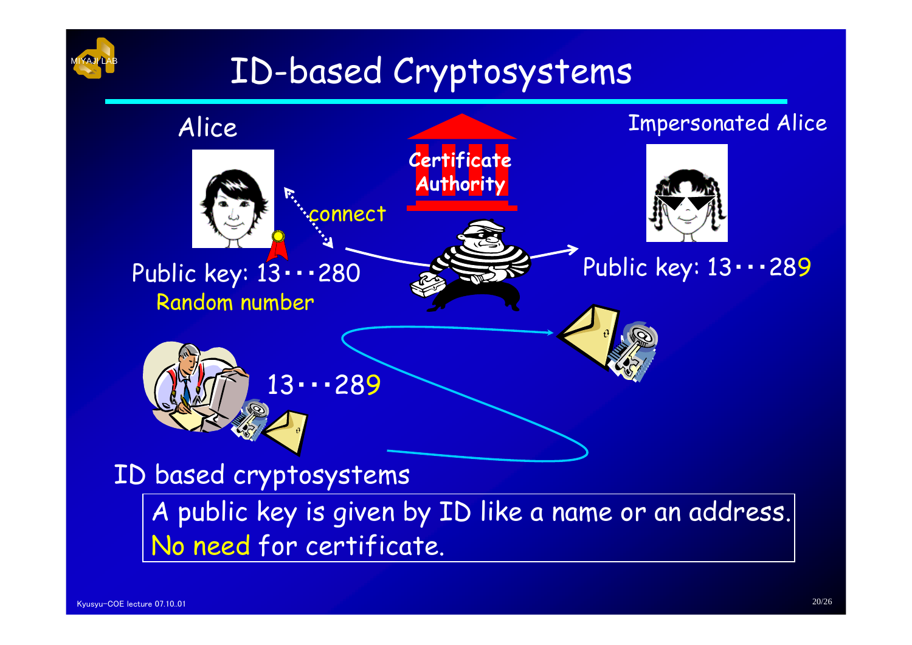# ID-based Cryptosystems

Alice

Impersonated Alice

Certificate Authority

connect

Public key: 13・・・280

Random number

Public key: 13・・・289

13・・・289

ID based cryptosystems

A public key is given by ID like a name or an address.
No need for certificate.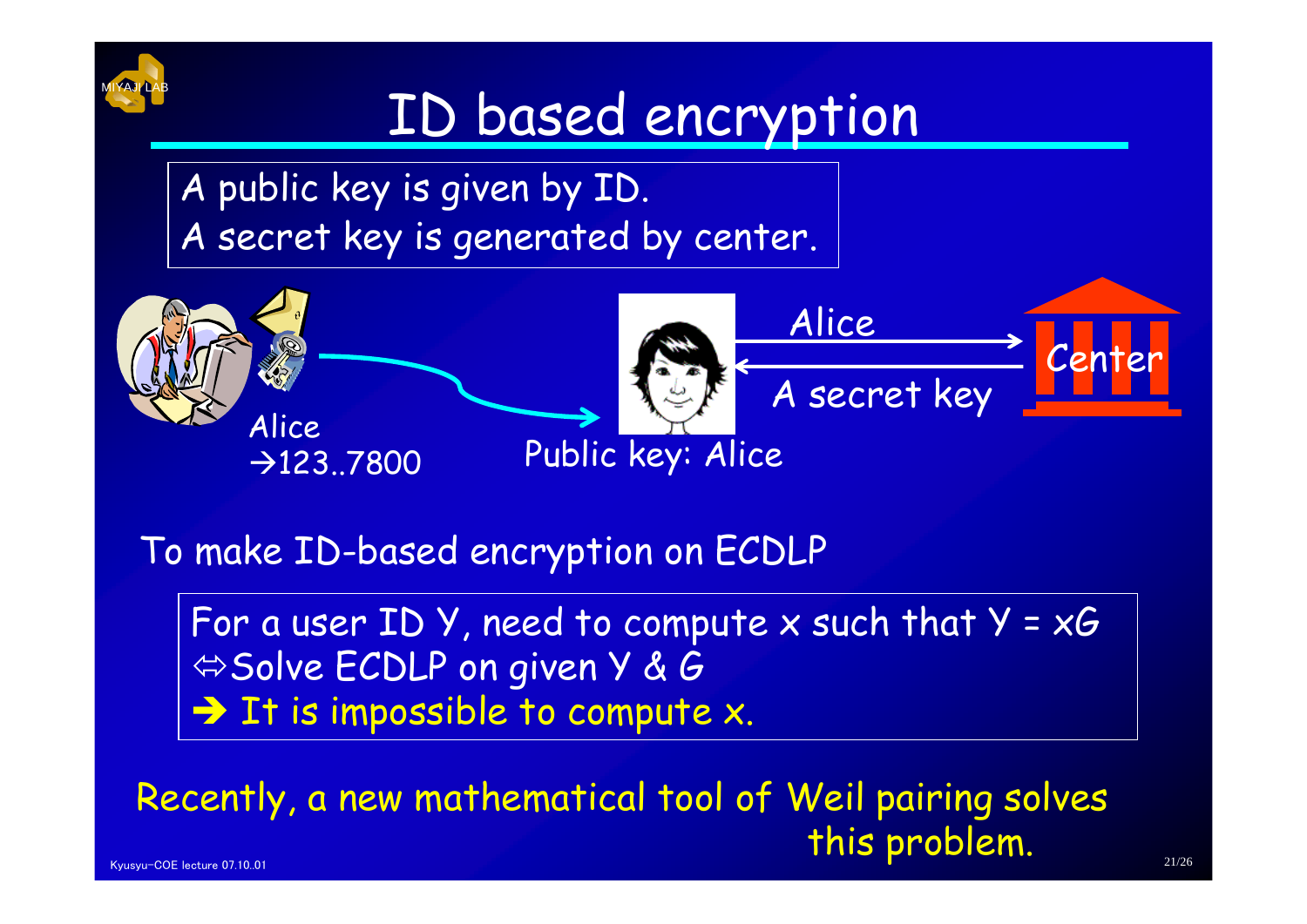# ID based encryption

A public key is given by ID.
A secret key is generated by center.

Alice
→123..7800

Public key: Alice

Alice

A secret key

Center

To make ID-based encryption on ECDLP

For a user ID $Y$, need to compute $x$ such that $Y = xG$
⇔Solve ECDLP on given $Y$ & $G$
→ It is impossible to compute $x$.

Recently, a new mathematical tool of Weil pairing solves this problem.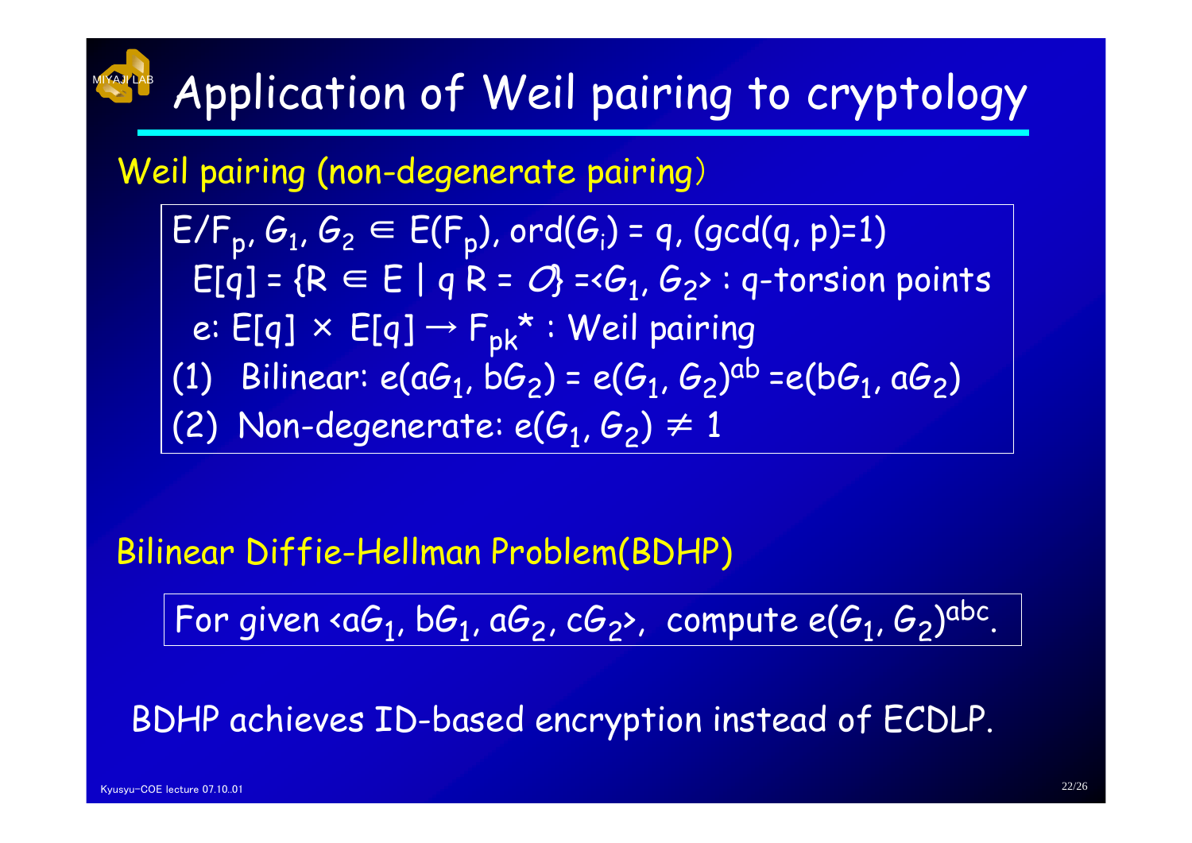# Application of Weil pairing to cryptology

Weil pairing (non-degenerate pairing)

$E/F_p$, $G_1, G_2 \in E(F_p)$, $ord(G_i) = q$, $(gcd(q, p)=1)$
$E[q] = \{R \in E \mid q R = \mathcal{O}\} = \langle G_1, G_2 \rangle$ : q-torsion points
$e: E[q] \times E[q] \rightarrow F_{p^k}{}^*$ : Weil pairing
(1) Bilinear: $e(aG_1, bG_2) = e(G_1, G_2)^{ab} = e(bG_1, aG_2)$
(2) Non-degenerate: $e(G_1, G_2) \neq 1$

Bilinear Diffie-Hellman Problem(BDHP)

For given $\langle aG_1, bG_1, aG_2, cG_2 \rangle$, compute $e(G_1, G_2)^{abc}$.

BDHP achieves ID-based encryption instead of ECDLP.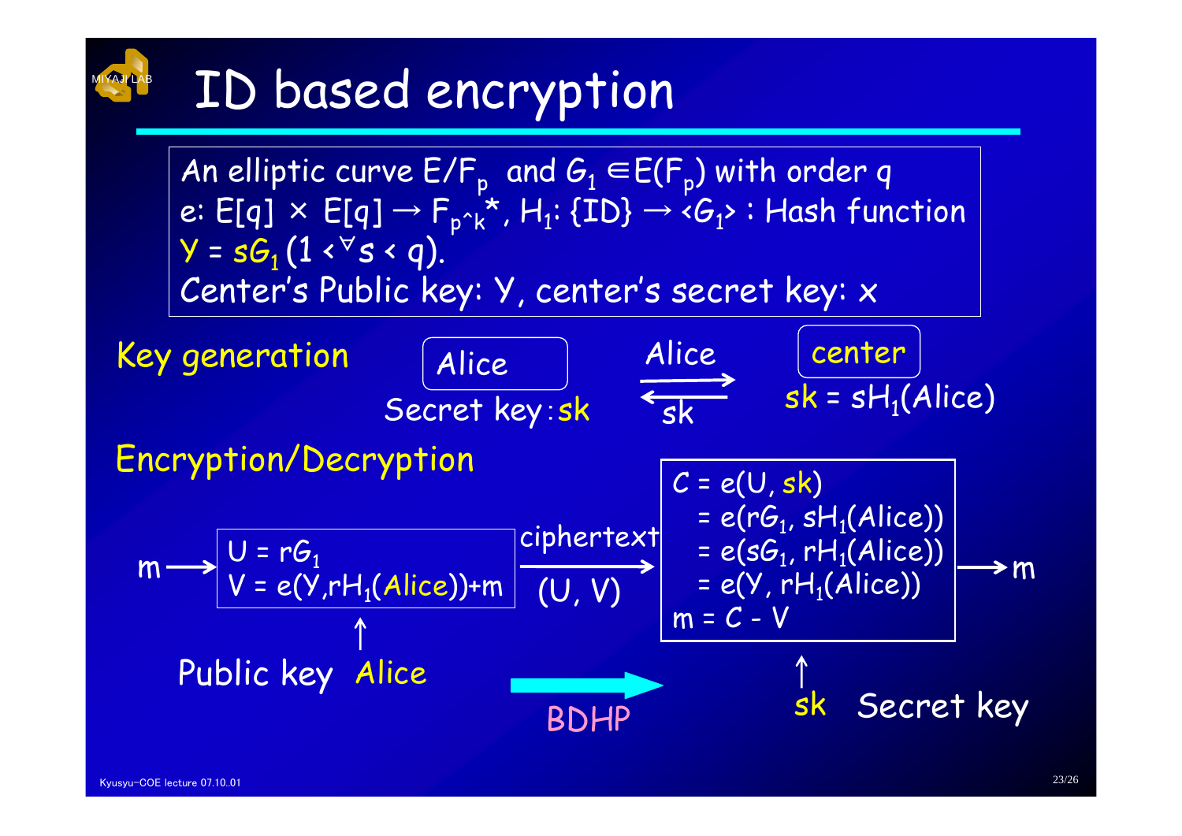# ID based encryption

An elliptic curve $E/F_p$ and $G_1 \in E(F_p)$ with order $q$
$e: E[q] \times E[q] \rightarrow F_{p^k}^*$, $H_1: \{ID\} \rightarrow \langle G_1 \rangle$ : Hash function
$Y = sG_1$ $(1 < {}^\forall s < q)$.
Center's Public key: Y, center's secret key: x

**Key generation**

Alice — Secret key : sk

Alice → center

sk ← center

center: $sk = sH_1(\text{Alice})$

**Encryption/Decryption**

$m \rightarrow$

$U = rG_1$
$V = e(Y, rH_1(\text{Alice})) + m$

↑ Public key Alice

ciphertext $(U, V)$ →

$C = e(U, sk)$
$= e(rG_1, sH_1(\text{Alice}))$
$= e(sG_1, rH_1(\text{Alice}))$
$= e(Y, rH_1(\text{Alice}))$
$m = C - V$

$\rightarrow m$

↑ sk Secret key

BDHP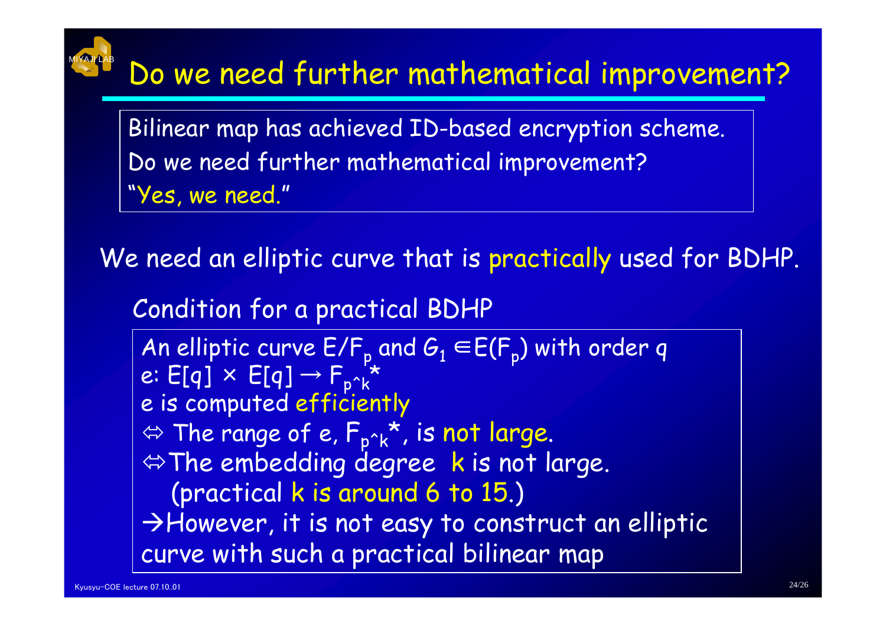# Do we need further mathematical improvement?

Bilinear map has achieved ID-based encryption scheme.
Do we need further mathematical improvement?
"Yes, we need."

We need an elliptic curve that is practically used for BDHP.

Condition for a practical BDHP

An elliptic curve $E/F_p$ and $G_1 \in E(F_p)$ with order $q$
$e$: $E[q] \times E[q] \rightarrow F_{p^k}^*$
$e$ is computed efficiently
$\Leftrightarrow$ The range of $e$, $F_{p^k}^*$, is not large.
$\Leftrightarrow$ The embedding degree $k$ is not large.
(practical $k$ is around 6 to 15.)
→However, it is not easy to construct an elliptic curve with such a practical bilinear map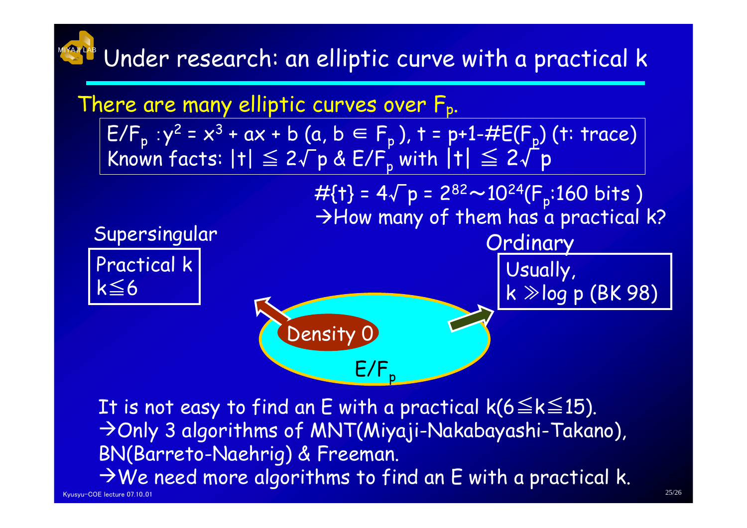# Under research: an elliptic curve with a practical k

There are many elliptic curves over $F_p$.

$E/F_p : y^2 = x^3 + ax + b$ ($a, b \in F_p$), $t = p+1-\#E(F_p)$ (t: trace)
Known facts: $|t| \leqq 2\sqrt{p}$ & $E/F_p$ with $|t| \leqq 2\sqrt{p}$

$\#\{t\} = 4\sqrt{p} = 2^{82} \sim 10^{24}$ ($F_p$:160 bits )
→How many of them has a practical k?

Supersingular

Practical k
$k \leqq 6$

Ordinary

Usually,
$k \gg \log p$ (BK 98)

Density 0

$E/F_p$

It is not easy to find an E with a practical k($6 \leqq k \leqq 15$).
→Only 3 algorithms of MNT(Miyaji-Nakabayashi-Takano), BN(Barreto-Naehrig) & Freeman.
→We need more algorithms to find an E with a practical k.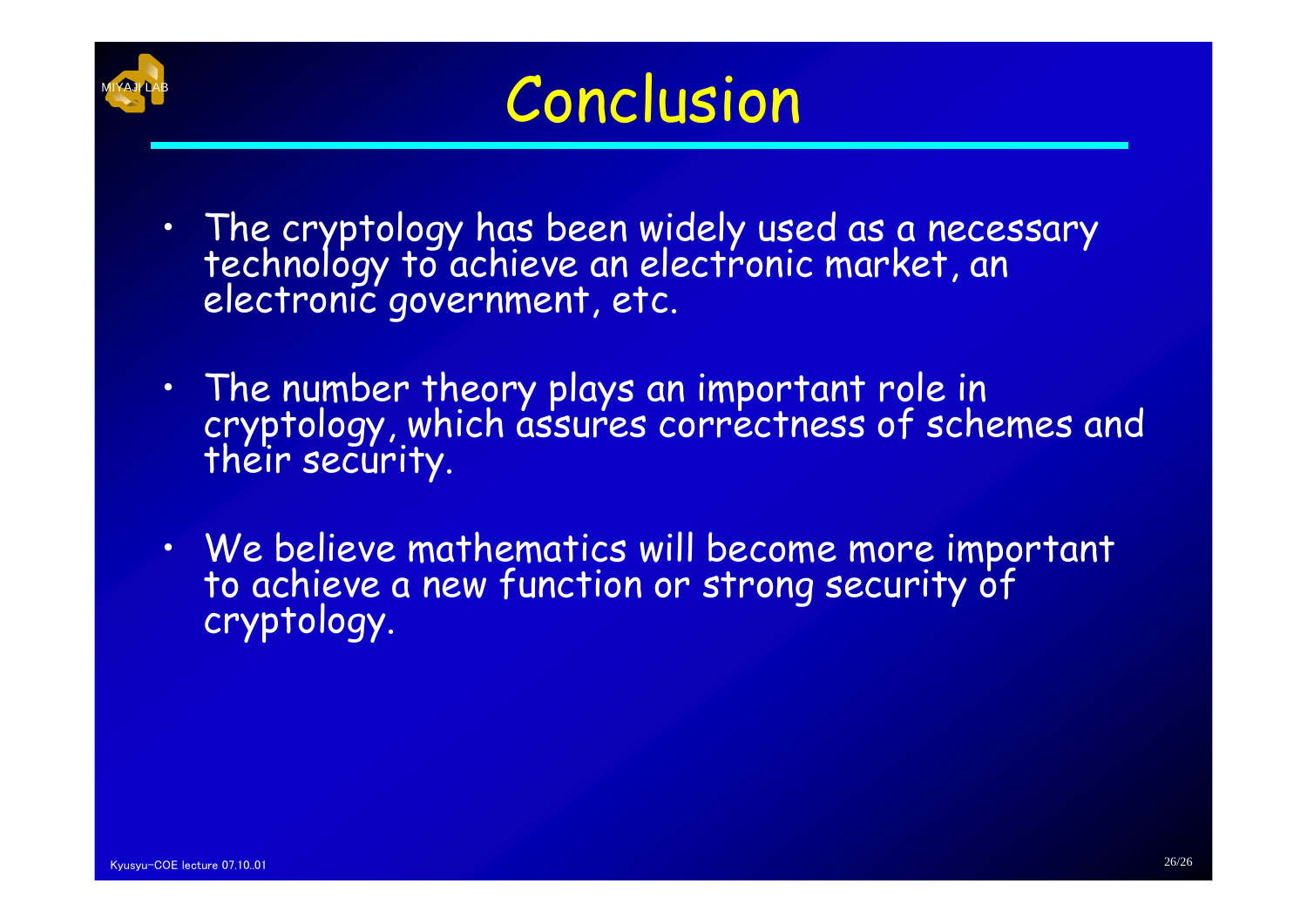# Conclusion

- The cryptology has been widely used as a necessary technology to achieve an electronic market, an electronic government, etc.
- The number theory plays an important role in cryptology, which assures correctness of schemes and their security.
- We believe mathematics will become more important to achieve a new function or strong security of cryptology.